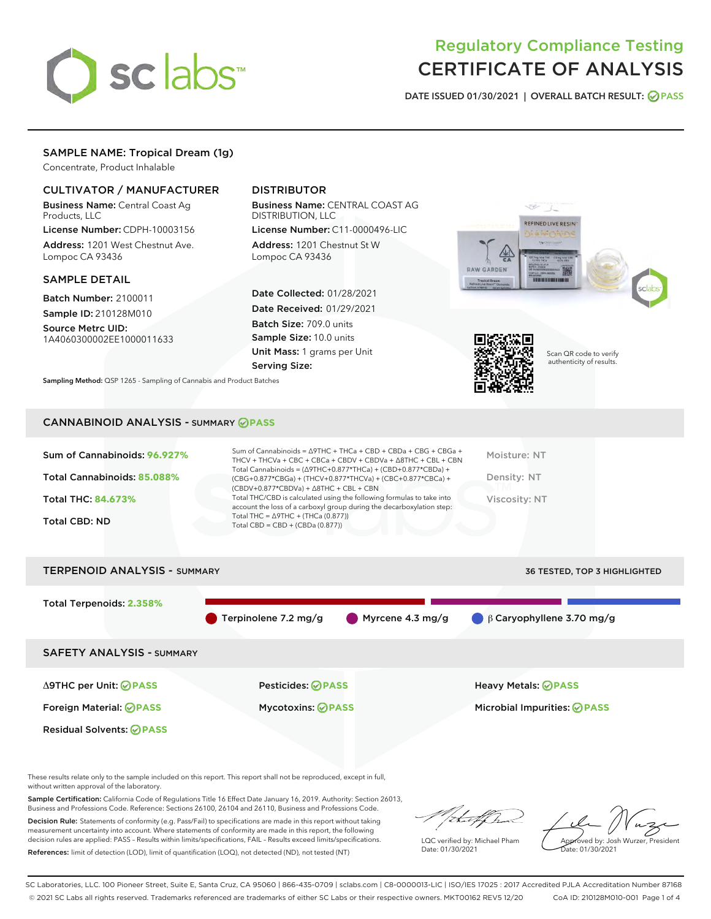# Regulatory Compliance Testing
# CERTIFICATE OF ANALYSIS

DATE ISSUED 01/30/2021 | OVERALL BATCH RESULT: PASS

## SAMPLE NAME: Tropical Dream (1g)

Concentrate, Product Inhalable

### CULTIVATOR / MANUFACTURER

**Business Name:** Central Coast Ag Products, LLC
**License Number:** CDPH-10003156
**Address:** 1201 West Chestnut Ave. Lompoc CA 93436

### DISTRIBUTOR

**Business Name:** CENTRAL COAST AG DISTRIBUTION, LLC
**License Number:** C11-0000496-LIC
**Address:** 1201 Chestnut St W Lompoc CA 93436

### SAMPLE DETAIL

**Batch Number:** 2100011
**Sample ID:** 210128M010
**Source Metrc UID:** 1A4060300002EE1000011633

**Date Collected:** 01/28/2021
**Date Received:** 01/29/2021
**Batch Size:** 709.0 units
**Sample Size:** 10.0 units
**Unit Mass:** 1 grams per Unit
**Serving Size:**

Scan QR code to verify authenticity of results.

**Sampling Method:** QSP 1265 - Sampling of Cannabis and Product Batches

## CANNABINOID ANALYSIS - SUMMARY PASS

**Sum of Cannabinoids: 96.927%**

**Total Cannabinoids: 85.088%**

**Total THC: 84.673%**

**Total CBD: ND**

Sum of Cannabinoids = Δ9THC + THCa + CBD + CBDa + CBG + CBGa + THCV + THCVa + CBC + CBCa + CBDV + CBDVa + Δ8THC + CBL + CBN

Total Cannabinoids = (Δ9THC+0.877*THCa) + (CBD+0.877*CBDa) + (CBG+0.877*CBGa) + (THCV+0.877*THCVa) + (CBC+0.877*CBCa) + (CBDV+0.877*CBDVa) + Δ8THC + CBL + CBN

Total THC/CBD is calculated using the following formulas to take into account the loss of a carboxyl group during the decarboxylation step:
Total THC = Δ9THC + (THCa (0.877))
Total CBD = CBD + (CBDa (0.877))

Moisture: NT

Density: NT

Viscosity: NT

## TERPENOID ANALYSIS - SUMMARY

36 TESTED, TOP 3 HIGHLIGHTED

**Total Terpenoids: 2.358%**

Terpinolene 7.2 mg/g | Myrcene 4.3 mg/g | β Caryophyllene 3.70 mg/g

## SAFETY ANALYSIS - SUMMARY

| | | |
|---|---|---|
| Δ9THC per Unit: PASS | Pesticides: PASS | Heavy Metals: PASS |
| Foreign Material: PASS | Mycotoxins: PASS | Microbial Impurities: PASS |
| Residual Solvents: PASS | | |

These results relate only to the sample included on this report. This report shall not be reproduced, except in full, without written approval of the laboratory.

**Sample Certification:** California Code of Regulations Title 16 Effect Date January 16, 2019. Authority: Section 26013, Business and Professions Code. Reference: Sections 26100, 26104 and 26110, Business and Professions Code.

**Decision Rule:** Statements of conformity (e.g. Pass/Fail) to specifications are made in this report without taking measurement uncertainty into account. Where statements of conformity are made in this report, the following decision rules are applied: PASS - Results within limits/specifications, FAIL - Results exceed limits/specifications.

**References:** limit of detection (LOD), limit of quantification (LOQ), not detected (ND), not tested (NT)

LQC verified by: Michael Pham
Date: 01/30/2021

Approved by: Josh Wurzer, President
Date: 01/30/2021

SC Laboratories, LLC. 100 Pioneer Street, Suite E, Santa Cruz, CA 95060 | 866-435-0709 | sclabs.com | C8-0000013-LIC | ISO/IES 17025 : 2017 Accredited PJLA Accreditation Number 87168
© 2021 SC Labs all rights reserved. Trademarks referenced are trademarks of either SC Labs or their respective owners. MKT00162 REV5 12/20 CoA ID: 210128M010-001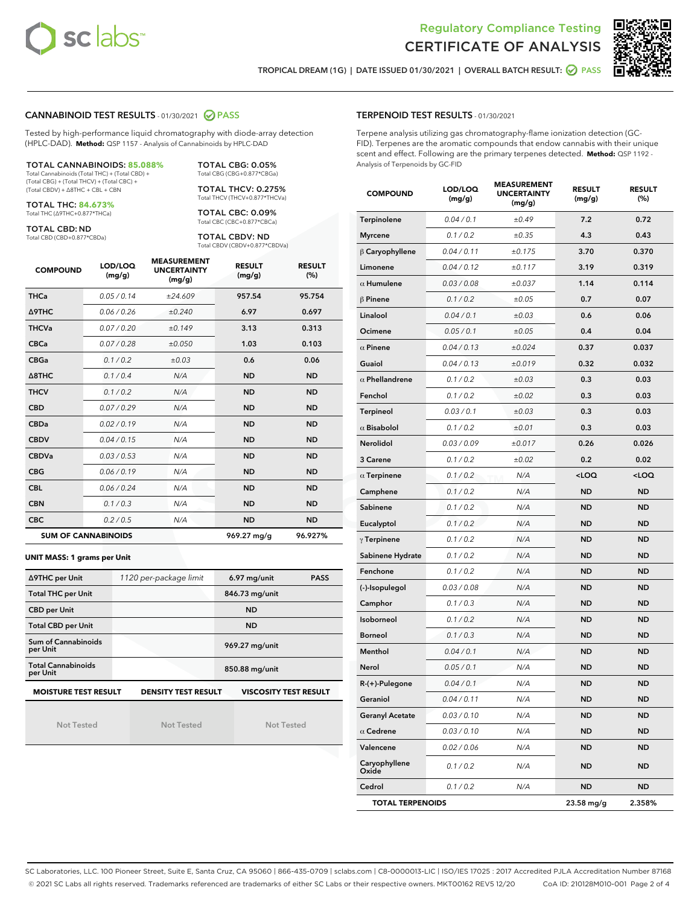# Regulatory Compliance Testing
# CERTIFICATE OF ANALYSIS

TROPICAL DREAM (1G) | DATE ISSUED 01/30/2021 | OVERALL BATCH RESULT: PASS

## CANNABINOID TEST RESULTS - 01/30/2021 PASS

Tested by high-performance liquid chromatography with diode-array detection (HPLC-DAD). **Method:** QSP 1157 - Analysis of Cannabinoids by HPLC-DAD

**TOTAL CANNABINOIDS: 85.088%**
Total Cannabinoids (Total THC) + (Total CBD) + (Total CBG) + (Total THCV) + (Total CBC) + (Total CBDV) + Δ8THC + CBL + CBN

**TOTAL THC: 84.673%**
Total THC (Δ9THC+0.877*THCa)

**TOTAL CBD: ND**
Total CBD (CBD+0.877*CBDa)

**TOTAL CBG: 0.05%**
Total CBG (CBG+0.877*CBGa)

**TOTAL THCV: 0.275%**
Total THCV (THCV+0.877*THCVa)

**TOTAL CBC: 0.09%**
Total CBC (CBC+0.877*CBCa)

**TOTAL CBDV: ND**
Total CBDV (CBDV+0.877*CBDVa)

| COMPOUND | LOD/LOQ (mg/g) | MEASUREMENT UNCERTAINTY (mg/g) | RESULT (mg/g) | RESULT (%) |
|---|---|---|---|---|
| THCa | 0.05 / 0.14 | ±24.609 | 957.54 | 95.754 |
| Δ9THC | 0.06 / 0.26 | ±0.240 | 6.97 | 0.697 |
| THCVa | 0.07 / 0.20 | ±0.149 | 3.13 | 0.313 |
| CBCa | 0.07 / 0.28 | ±0.050 | 1.03 | 0.103 |
| CBGa | 0.1 / 0.2 | ±0.03 | 0.6 | 0.06 |
| Δ8THC | 0.1 / 0.4 | N/A | ND | ND |
| THCV | 0.1 / 0.2 | N/A | ND | ND |
| CBD | 0.07 / 0.29 | N/A | ND | ND |
| CBDa | 0.02 / 0.19 | N/A | ND | ND |
| CBDV | 0.04 / 0.15 | N/A | ND | ND |
| CBDVa | 0.03 / 0.53 | N/A | ND | ND |
| CBG | 0.06 / 0.19 | N/A | ND | ND |
| CBL | 0.06 / 0.24 | N/A | ND | ND |
| CBN | 0.1 / 0.3 | N/A | ND | ND |
| CBC | 0.2 / 0.5 | N/A | ND | ND |
| **SUM OF CANNABINOIDS** | | | **969.27 mg/g** | **96.927%** |

**UNIT MASS: 1 grams per Unit**

| | | | |
|---|---|---|---|
| Δ9THC per Unit | 1120 per-package limit | 6.97 mg/unit | PASS |
| Total THC per Unit | | 846.73 mg/unit | |
| CBD per Unit | | ND | |
| Total CBD per Unit | | ND | |
| Sum of Cannabinoids per Unit | | 969.27 mg/unit | |
| Total Cannabinoids per Unit | | 850.88 mg/unit | |

| MOISTURE TEST RESULT | DENSITY TEST RESULT | VISCOSITY TEST RESULT |
|---|---|---|
| Not Tested | Not Tested | Not Tested |

## TERPENOID TEST RESULTS - 01/30/2021

Terpene analysis utilizing gas chromatography-flame ionization detection (GC-FID). Terpenes are the aromatic compounds that endow cannabis with their unique scent and effect. Following are the primary terpenes detected. **Method:** QSP 1192 - Analysis of Terpenoids by GC-FID

| COMPOUND | LOD/LOQ (mg/g) | MEASUREMENT UNCERTAINTY (mg/g) | RESULT (mg/g) | RESULT (%) |
|---|---|---|---|---|
| Terpinolene | 0.04 / 0.1 | ±0.49 | 7.2 | 0.72 |
| Myrcene | 0.1 / 0.2 | ±0.35 | 4.3 | 0.43 |
| β Caryophyllene | 0.04 / 0.11 | ±0.175 | 3.70 | 0.370 |
| Limonene | 0.04 / 0.12 | ±0.117 | 3.19 | 0.319 |
| α Humulene | 0.03 / 0.08 | ±0.037 | 1.14 | 0.114 |
| β Pinene | 0.1 / 0.2 | ±0.05 | 0.7 | 0.07 |
| Linalool | 0.04 / 0.1 | ±0.03 | 0.6 | 0.06 |
| Ocimene | 0.05 / 0.1 | ±0.05 | 0.4 | 0.04 |
| α Pinene | 0.04 / 0.13 | ±0.024 | 0.37 | 0.037 |
| Guaiol | 0.04 / 0.13 | ±0.019 | 0.32 | 0.032 |
| α Phellandrene | 0.1 / 0.2 | ±0.03 | 0.3 | 0.03 |
| Fenchol | 0.1 / 0.2 | ±0.02 | 0.3 | 0.03 |
| Terpineol | 0.03 / 0.1 | ±0.03 | 0.3 | 0.03 |
| α Bisabolol | 0.1 / 0.2 | ±0.01 | 0.3 | 0.03 |
| Nerolidol | 0.03 / 0.09 | ±0.017 | 0.26 | 0.026 |
| 3 Carene | 0.1 / 0.2 | ±0.02 | 0.2 | 0.02 |
| α Terpinene | 0.1 / 0.2 | N/A | <LOQ | <LOQ |
| Camphene | 0.1 / 0.2 | N/A | ND | ND |
| Sabinene | 0.1 / 0.2 | N/A | ND | ND |
| Eucalyptol | 0.1 / 0.2 | N/A | ND | ND |
| γ Terpinene | 0.1 / 0.2 | N/A | ND | ND |
| Sabinene Hydrate | 0.1 / 0.2 | N/A | ND | ND |
| Fenchone | 0.1 / 0.2 | N/A | ND | ND |
| (-)-Isopulegol | 0.03 / 0.08 | N/A | ND | ND |
| Camphor | 0.1 / 0.3 | N/A | ND | ND |
| Isoborneol | 0.1 / 0.2 | N/A | ND | ND |
| Borneol | 0.1 / 0.3 | N/A | ND | ND |
| Menthol | 0.04 / 0.1 | N/A | ND | ND |
| Nerol | 0.05 / 0.1 | N/A | ND | ND |
| R-(+)-Pulegone | 0.04 / 0.1 | N/A | ND | ND |
| Geraniol | 0.04 / 0.11 | N/A | ND | ND |
| Geranyl Acetate | 0.03 / 0.10 | N/A | ND | ND |
| α Cedrene | 0.03 / 0.10 | N/A | ND | ND |
| Valencene | 0.02 / 0.06 | N/A | ND | ND |
| Caryophyllene Oxide | 0.1 / 0.2 | N/A | ND | ND |
| Cedrol | 0.1 / 0.2 | N/A | ND | ND |
| **TOTAL TERPENOIDS** | | | **23.58 mg/g** | **2.358%** |

SC Laboratories, LLC. 100 Pioneer Street, Suite E, Santa Cruz, CA 95060 | 866-435-0709 | sclabs.com | C8-0000013-LIC | ISO/IES 17025 : 2017 Accredited PJLA Accreditation Number 87168
© 2021 SC Labs all rights reserved. Trademarks referenced are trademarks of either SC Labs or their respective owners. MKT00162 REV5 12/20 CoA ID: 210128M010-001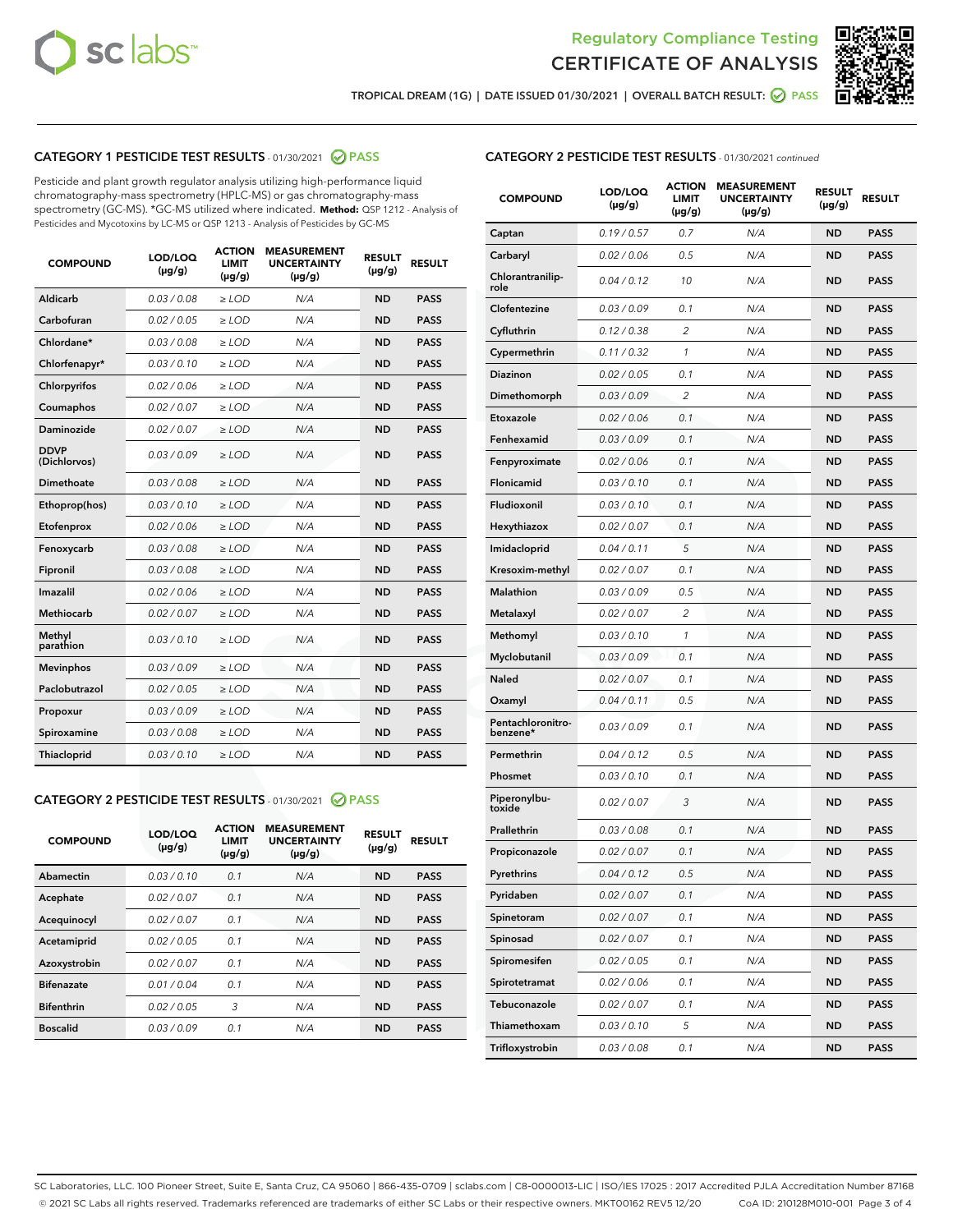Regulatory Compliance Testing
# CERTIFICATE OF ANALYSIS

TROPICAL DREAM (1G) | DATE ISSUED 01/30/2021 | OVERALL BATCH RESULT: PASS

## CATEGORY 1 PESTICIDE TEST RESULTS - 01/30/2021 PASS

Pesticide and plant growth regulator analysis utilizing high-performance liquid chromatography-mass spectrometry (HPLC-MS) or gas chromatography-mass spectrometry (GC-MS). *GC-MS utilized where indicated. **Method:** QSP 1212 - Analysis of Pesticides and Mycotoxins by LC-MS or QSP 1213 - Analysis of Pesticides by GC-MS

| COMPOUND | LOD/LOQ (µg/g) | ACTION LIMIT (µg/g) | MEASUREMENT UNCERTAINTY (µg/g) | RESULT (µg/g) | RESULT |
|---|---|---|---|---|---|
| Aldicarb | 0.03 / 0.08 | ≥ LOD | N/A | ND | PASS |
| Carbofuran | 0.02 / 0.05 | ≥ LOD | N/A | ND | PASS |
| Chlordane* | 0.03 / 0.08 | ≥ LOD | N/A | ND | PASS |
| Chlorfenapyr* | 0.03 / 0.10 | ≥ LOD | N/A | ND | PASS |
| Chlorpyrifos | 0.02 / 0.06 | ≥ LOD | N/A | ND | PASS |
| Coumaphos | 0.02 / 0.07 | ≥ LOD | N/A | ND | PASS |
| Daminozide | 0.02 / 0.07 | ≥ LOD | N/A | ND | PASS |
| DDVP (Dichlorvos) | 0.03 / 0.09 | ≥ LOD | N/A | ND | PASS |
| Dimethoate | 0.03 / 0.08 | ≥ LOD | N/A | ND | PASS |
| Ethoprop(hos) | 0.03 / 0.10 | ≥ LOD | N/A | ND | PASS |
| Etofenprox | 0.02 / 0.06 | ≥ LOD | N/A | ND | PASS |
| Fenoxycarb | 0.03 / 0.08 | ≥ LOD | N/A | ND | PASS |
| Fipronil | 0.03 / 0.08 | ≥ LOD | N/A | ND | PASS |
| Imazalil | 0.02 / 0.06 | ≥ LOD | N/A | ND | PASS |
| Methiocarb | 0.02 / 0.07 | ≥ LOD | N/A | ND | PASS |
| Methyl parathion | 0.03 / 0.10 | ≥ LOD | N/A | ND | PASS |
| Mevinphos | 0.03 / 0.09 | ≥ LOD | N/A | ND | PASS |
| Paclobutrazol | 0.02 / 0.05 | ≥ LOD | N/A | ND | PASS |
| Propoxur | 0.03 / 0.09 | ≥ LOD | N/A | ND | PASS |
| Spiroxamine | 0.03 / 0.08 | ≥ LOD | N/A | ND | PASS |
| Thiacloprid | 0.03 / 0.10 | ≥ LOD | N/A | ND | PASS |

## CATEGORY 2 PESTICIDE TEST RESULTS - 01/30/2021 PASS

| COMPOUND | LOD/LOQ (µg/g) | ACTION LIMIT (µg/g) | MEASUREMENT UNCERTAINTY (µg/g) | RESULT (µg/g) | RESULT |
|---|---|---|---|---|---|
| Abamectin | 0.03 / 0.10 | 0.1 | N/A | ND | PASS |
| Acephate | 0.02 / 0.07 | 0.1 | N/A | ND | PASS |
| Acequinocyl | 0.02 / 0.07 | 0.1 | N/A | ND | PASS |
| Acetamiprid | 0.02 / 0.05 | 0.1 | N/A | ND | PASS |
| Azoxystrobin | 0.02 / 0.07 | 0.1 | N/A | ND | PASS |
| Bifenazate | 0.01 / 0.04 | 0.1 | N/A | ND | PASS |
| Bifenthrin | 0.02 / 0.05 | 3 | N/A | ND | PASS |
| Boscalid | 0.03 / 0.09 | 0.1 | N/A | ND | PASS |
| Captan | 0.19 / 0.57 | 0.7 | N/A | ND | PASS |
| Carbaryl | 0.02 / 0.06 | 0.5 | N/A | ND | PASS |
| Chlorantraniliprole | 0.04 / 0.12 | 10 | N/A | ND | PASS |
| Clofentezine | 0.03 / 0.09 | 0.1 | N/A | ND | PASS |
| Cyfluthrin | 0.12 / 0.38 | 2 | N/A | ND | PASS |
| Cypermethrin | 0.11 / 0.32 | 1 | N/A | ND | PASS |
| Diazinon | 0.02 / 0.05 | 0.1 | N/A | ND | PASS |
| Dimethomorph | 0.03 / 0.09 | 2 | N/A | ND | PASS |
| Etoxazole | 0.02 / 0.06 | 0.1 | N/A | ND | PASS |
| Fenhexamid | 0.03 / 0.09 | 0.1 | N/A | ND | PASS |
| Fenpyroximate | 0.02 / 0.06 | 0.1 | N/A | ND | PASS |
| Flonicamid | 0.03 / 0.10 | 0.1 | N/A | ND | PASS |
| Fludioxonil | 0.03 / 0.10 | 0.1 | N/A | ND | PASS |
| Hexythiazox | 0.02 / 0.07 | 0.1 | N/A | ND | PASS |
| Imidacloprid | 0.04 / 0.11 | 5 | N/A | ND | PASS |
| Kresoxim-methyl | 0.02 / 0.07 | 0.1 | N/A | ND | PASS |
| Malathion | 0.03 / 0.09 | 0.5 | N/A | ND | PASS |
| Metalaxyl | 0.02 / 0.07 | 2 | N/A | ND | PASS |
| Methomyl | 0.03 / 0.10 | 1 | N/A | ND | PASS |
| Myclobutanil | 0.03 / 0.09 | 0.1 | N/A | ND | PASS |
| Naled | 0.02 / 0.07 | 0.1 | N/A | ND | PASS |
| Oxamyl | 0.04 / 0.11 | 0.5 | N/A | ND | PASS |
| Pentachloronitrobenzene* | 0.03 / 0.09 | 0.1 | N/A | ND | PASS |
| Permethrin | 0.04 / 0.12 | 0.5 | N/A | ND | PASS |
| Phosmet | 0.03 / 0.10 | 0.1 | N/A | ND | PASS |
| Piperonylbutoxide | 0.02 / 0.07 | 3 | N/A | ND | PASS |
| Prallethrin | 0.03 / 0.08 | 0.1 | N/A | ND | PASS |
| Propiconazole | 0.02 / 0.07 | 0.1 | N/A | ND | PASS |
| Pyrethrins | 0.04 / 0.12 | 0.5 | N/A | ND | PASS |
| Pyridaben | 0.02 / 0.07 | 0.1 | N/A | ND | PASS |
| Spinetoram | 0.02 / 0.07 | 0.1 | N/A | ND | PASS |
| Spinosad | 0.02 / 0.07 | 0.1 | N/A | ND | PASS |
| Spiromesifen | 0.02 / 0.05 | 0.1 | N/A | ND | PASS |
| Spirotetramat | 0.02 / 0.06 | 0.1 | N/A | ND | PASS |
| Tebuconazole | 0.02 / 0.07 | 0.1 | N/A | ND | PASS |
| Thiamethoxam | 0.03 / 0.10 | 5 | N/A | ND | PASS |
| Trifloxystrobin | 0.03 / 0.08 | 0.1 | N/A | ND | PASS |

SC Laboratories, LLC. 100 Pioneer Street, Suite E, Santa Cruz, CA 95060 | 866-435-0709 | sclabs.com | C8-0000013-LIC | ISO/IES 17025 : 2017 Accredited PJLA Accreditation Number 87168
© 2021 SC Labs all rights reserved. Trademarks referenced are trademarks of either SC Labs or their respective owners. MKT00162 REV5 12/20 CoA ID: 210128M010-001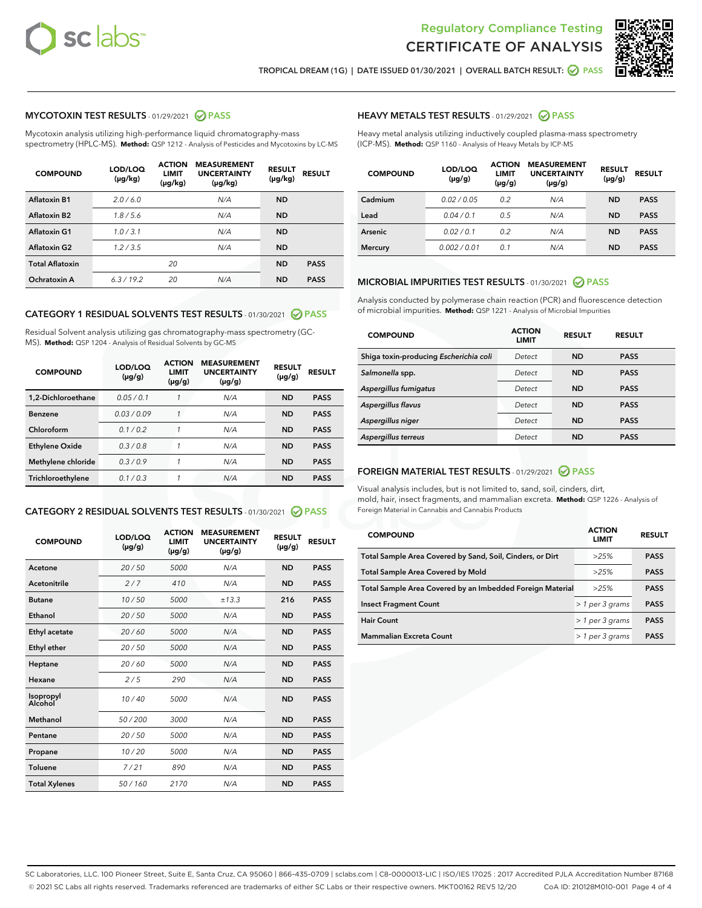# Regulatory Compliance Testing
# CERTIFICATE OF ANALYSIS

TROPICAL DREAM (1G) | DATE ISSUED 01/30/2021 | OVERALL BATCH RESULT: PASS

## MYCOTOXIN TEST RESULTS - 01/29/2021 PASS

Mycotoxin analysis utilizing high-performance liquid chromatography-mass spectrometry (HPLC-MS). **Method:** QSP 1212 - Analysis of Pesticides and Mycotoxins by LC-MS

| COMPOUND | LOD/LOQ (µg/kg) | ACTION LIMIT (µg/kg) | MEASUREMENT UNCERTAINTY (µg/kg) | RESULT (µg/kg) | RESULT |
|---|---|---|---|---|---|
| Aflatoxin B1 | 2.0 / 6.0 | | N/A | ND | |
| Aflatoxin B2 | 1.8 / 5.6 | | N/A | ND | |
| Aflatoxin G1 | 1.0 / 3.1 | | N/A | ND | |
| Aflatoxin G2 | 1.2 / 3.5 | | N/A | ND | |
| Total Aflatoxin | | 20 | | ND | PASS |
| Ochratoxin A | 6.3 / 19.2 | 20 | N/A | ND | PASS |

## CATEGORY 1 RESIDUAL SOLVENTS TEST RESULTS - 01/30/2021 PASS

Residual Solvent analysis utilizing gas chromatography-mass spectrometry (GC-MS). **Method:** QSP 1204 - Analysis of Residual Solvents by GC-MS

| COMPOUND | LOD/LOQ (µg/g) | ACTION LIMIT (µg/g) | MEASUREMENT UNCERTAINTY (µg/g) | RESULT (µg/g) | RESULT |
|---|---|---|---|---|---|
| 1,2-Dichloroethane | 0.05 / 0.1 | 1 | N/A | ND | PASS |
| Benzene | 0.03 / 0.09 | 1 | N/A | ND | PASS |
| Chloroform | 0.1 / 0.2 | 1 | N/A | ND | PASS |
| Ethylene Oxide | 0.3 / 0.8 | 1 | N/A | ND | PASS |
| Methylene chloride | 0.3 / 0.9 | 1 | N/A | ND | PASS |
| Trichloroethylene | 0.1 / 0.3 | 1 | N/A | ND | PASS |

## CATEGORY 2 RESIDUAL SOLVENTS TEST RESULTS - 01/30/2021 PASS

| COMPOUND | LOD/LOQ (µg/g) | ACTION LIMIT (µg/g) | MEASUREMENT UNCERTAINTY (µg/g) | RESULT (µg/g) | RESULT |
|---|---|---|---|---|---|
| Acetone | 20 / 50 | 5000 | N/A | ND | PASS |
| Acetonitrile | 2 / 7 | 410 | N/A | ND | PASS |
| Butane | 10 / 50 | 5000 | ±13.3 | 216 | PASS |
| Ethanol | 20 / 50 | 5000 | N/A | ND | PASS |
| Ethyl acetate | 20 / 60 | 5000 | N/A | ND | PASS |
| Ethyl ether | 20 / 50 | 5000 | N/A | ND | PASS |
| Heptane | 20 / 60 | 5000 | N/A | ND | PASS |
| Hexane | 2 / 5 | 290 | N/A | ND | PASS |
| Isopropyl Alcohol | 10 / 40 | 5000 | N/A | ND | PASS |
| Methanol | 50 / 200 | 3000 | N/A | ND | PASS |
| Pentane | 20 / 50 | 5000 | N/A | ND | PASS |
| Propane | 10 / 20 | 5000 | N/A | ND | PASS |
| Toluene | 7 / 21 | 890 | N/A | ND | PASS |
| Total Xylenes | 50 / 160 | 2170 | N/A | ND | PASS |

## HEAVY METALS TEST RESULTS - 01/29/2021 PASS

Heavy metal analysis utilizing inductively coupled plasma-mass spectrometry (ICP-MS). **Method:** QSP 1160 - Analysis of Heavy Metals by ICP-MS

| COMPOUND | LOD/LOQ (µg/g) | ACTION LIMIT (µg/g) | MEASUREMENT UNCERTAINTY (µg/g) | RESULT (µg/g) | RESULT |
|---|---|---|---|---|---|
| Cadmium | 0.02 / 0.05 | 0.2 | N/A | ND | PASS |
| Lead | 0.04 / 0.1 | 0.5 | N/A | ND | PASS |
| Arsenic | 0.02 / 0.1 | 0.2 | N/A | ND | PASS |
| Mercury | 0.002 / 0.01 | 0.1 | N/A | ND | PASS |

## MICROBIAL IMPURITIES TEST RESULTS - 01/30/2021 PASS

Analysis conducted by polymerase chain reaction (PCR) and fluorescence detection of microbial impurities. **Method:** QSP 1221 - Analysis of Microbial Impurities

| COMPOUND | ACTION LIMIT | RESULT | RESULT |
|---|---|---|---|
| *Shiga toxin-producing Escherichia coli* | Detect | ND | PASS |
| *Salmonella* spp. | Detect | ND | PASS |
| *Aspergillus fumigatus* | Detect | ND | PASS |
| *Aspergillus flavus* | Detect | ND | PASS |
| *Aspergillus niger* | Detect | ND | PASS |
| *Aspergillus terreus* | Detect | ND | PASS |

## FOREIGN MATERIAL TEST RESULTS - 01/29/2021 PASS

Visual analysis includes, but is not limited to, sand, soil, cinders, dirt, mold, hair, insect fragments, and mammalian excreta. **Method:** QSP 1226 - Analysis of Foreign Material in Cannabis and Cannabis Products

| COMPOUND | ACTION LIMIT | RESULT |
|---|---|---|
| Total Sample Area Covered by Sand, Soil, Cinders, or Dirt | >25% | PASS |
| Total Sample Area Covered by Mold | >25% | PASS |
| Total Sample Area Covered by an Imbedded Foreign Material | >25% | PASS |
| Insect Fragment Count | > 1 per 3 grams | PASS |
| Hair Count | > 1 per 3 grams | PASS |
| Mammalian Excreta Count | > 1 per 3 grams | PASS |

SC Laboratories, LLC. 100 Pioneer Street, Suite E, Santa Cruz, CA 95060 | 866-435-0709 | sclabs.com | C8-0000013-LIC | ISO/IES 17025 : 2017 Accredited PJLA Accreditation Number 87168
© 2021 SC Labs all rights reserved. Trademarks referenced are trademarks of either SC Labs or their respective owners. MKT00162 REV5 12/20 CoA ID: 210128M010-001